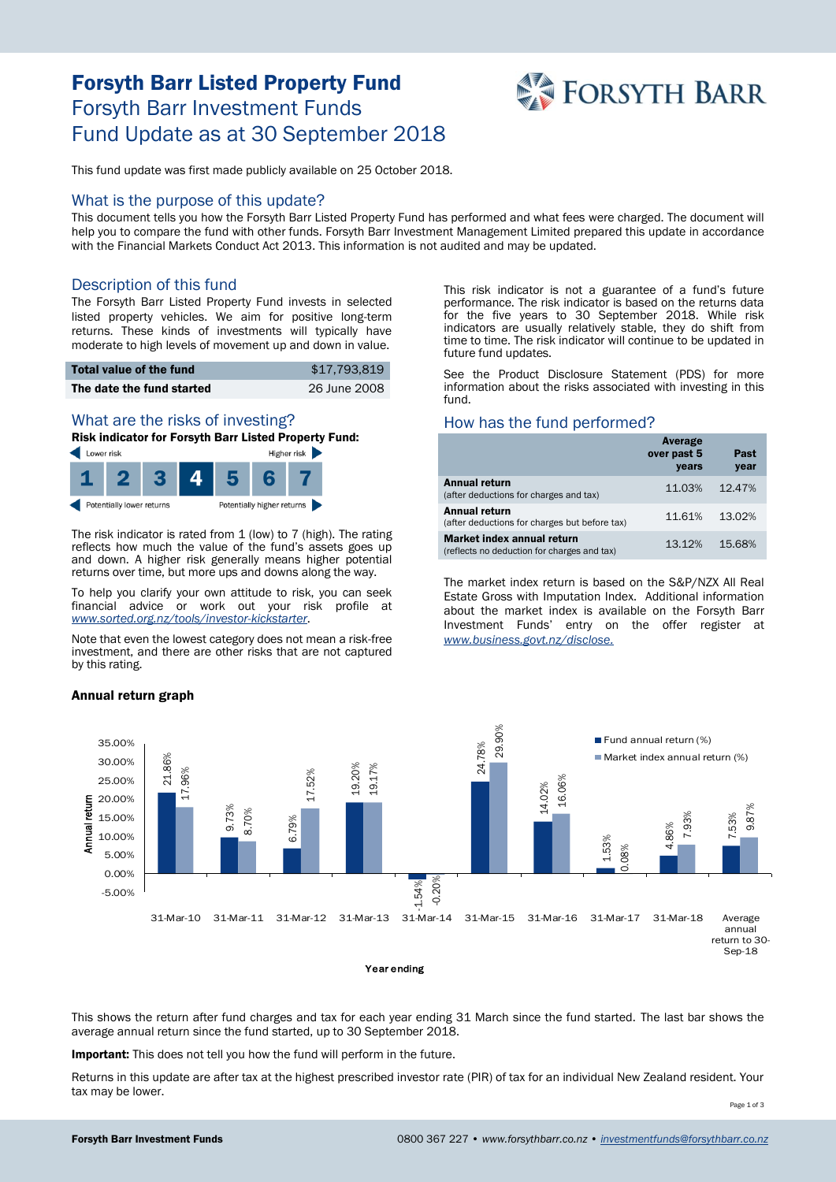# Forsyth Barr Listed Property Fund

## Forsyth Barr Investment Funds
## Fund Update as at 30 September 2018

This fund update was first made publicly available on 25 October 2018.

## What is the purpose of this update?

This document tells you how the Forsyth Barr Listed Property Fund has performed and what fees were charged. The document will help you to compare the fund with other funds. Forsyth Barr Investment Management Limited prepared this update in accordance with the Financial Markets Conduct Act 2013. This information is not audited and may be updated.

## Description of this fund

The Forsyth Barr Listed Property Fund invests in selected listed property vehicles. We aim for positive long-term returns. These kinds of investments will typically have moderate to high levels of movement up and down in value.

| | |
|---|---|
| **Total value of the fund** | $17,793,819 |
| **The date the fund started** | 26 June 2008 |

## What are the risks of investing?

**Risk indicator for Forsyth Barr Listed Property Fund:**

Lower risk / Potentially lower returns — 1 2 3 **4** 5 6 7 — Higher risk / Potentially higher returns

The risk indicator is rated from 1 (low) to 7 (high). The rating reflects how much the value of the fund's assets goes up and down. A higher risk generally means higher potential returns over time, but more ups and downs along the way.

To help you clarify your own attitude to risk, you can seek financial advice or work out your risk profile at *www.sorted.org.nz/tools/investor-kickstarter*.

Note that even the lowest category does not mean a risk-free investment, and there are other risks that are not captured by this rating.

This risk indicator is not a guarantee of a fund's future performance. The risk indicator is based on the returns data for the five years to 30 September 2018. While risk indicators are usually relatively stable, they do shift from time to time. The risk indicator will continue to be updated in future fund updates.

See the Product Disclosure Statement (PDS) for more information about the risks associated with investing in this fund.

## How has the fund performed?

| | Average over past 5 years | Past year |
|---|---|---|
| **Annual return** (after deductions for charges and tax) | 11.03% | 12.47% |
| **Annual return** (after deductions for charges but before tax) | 11.61% | 13.02% |
| **Market index annual return** (reflects no deduction for charges and tax) | 13.12% | 15.68% |

The market index return is based on the S&P/NZX All Real Estate Gross with Imputation Index. Additional information about the market index is available on the Forsyth Barr Investment Funds' entry on the offer register at *www.business.govt.nz/disclose.*

**Annual return graph**

| Year ending | Fund annual return (%) | Market index annual return (%) |
|---|---|---|
| 31-Mar-10 | 21.86% | 17.96% |
| 31-Mar-11 | 9.73% | 8.70% |
| 31-Mar-12 | 6.79% | 17.52% |
| 31-Mar-13 | 19.20% | 19.17% |
| 31-Mar-14 | -1.54% | -0.20% |
| 31-Mar-15 | 24.78% | 29.90% |
| 31-Mar-16 | 14.02% | 16.06% |
| 31-Mar-17 | 1.53% | 0.08% |
| 31-Mar-18 | 4.86% | 7.93% |
| Average annual return to 30-Sep-18 | 7.53% | 9.87% |

This shows the return after fund charges and tax for each year ending 31 March since the fund started. The last bar shows the average annual return since the fund started, up to 30 September 2018.

**Important:** This does not tell you how the fund will perform in the future.

Returns in this update are after tax at the highest prescribed investor rate (PIR) of tax for an individual New Zealand resident. Your tax may be lower.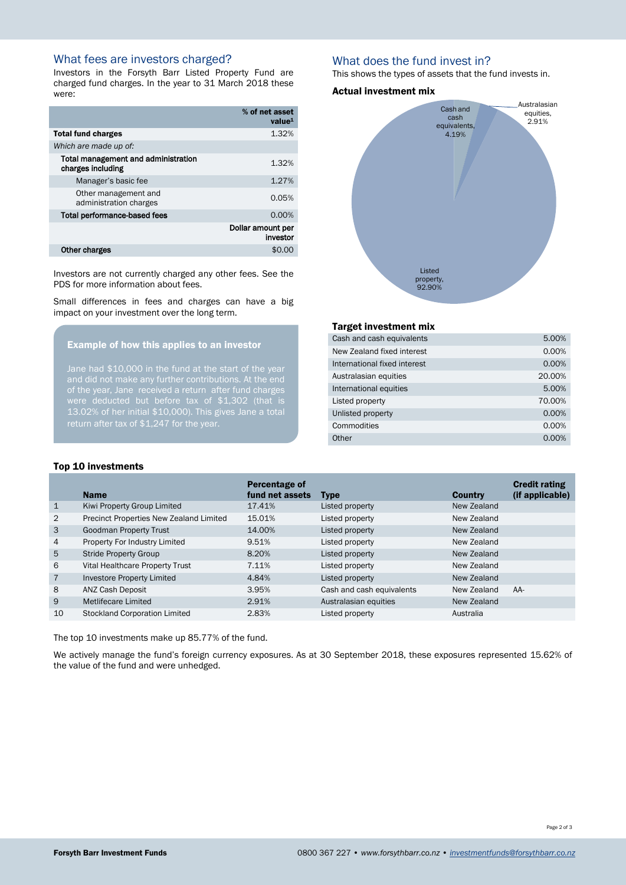## What fees are investors charged?

Investors in the Forsyth Barr Listed Property Fund are charged fund charges. In the year to 31 March 2018 these were:

| | % of net asset value[1] |
|---|---|
| **Total fund charges** | 1.32% |
| *Which are made up of:* | |
| **Total management and administration charges including** | 1.32% |
| Manager's basic fee | 1.27% |
| Other management and administration charges | 0.05% |
| **Total performance-based fees** | 0.00% |
| | **Dollar amount per investor** |
| **Other charges** | $0.00 |

Investors are not currently charged any other fees. See the PDS for more information about fees.

Small differences in fees and charges can have a big impact on your investment over the long term.

### Example of how this applies to an investor

Jane had $10,000 in the fund at the start of the year and did not make any further contributions. At the end of the year, Jane received a return after fund charges were deducted but before tax of $1,302 (that is 13.02% of her initial $10,000). This gives Jane a total return after tax of $1,247 for the year.

## What does the fund invest in?

This shows the types of assets that the fund invests in.

### Actual investment mix

- Cash and cash equivalents, 4.19%
- Australasian equities, 2.91%
- Listed property, 92.90%

### Target investment mix

| | |
|---|---|
| Cash and cash equivalents | 5.00% |
| New Zealand fixed interest | 0.00% |
| International fixed interest | 0.00% |
| Australasian equities | 20.00% |
| International equities | 5.00% |
| Listed property | 70.00% |
| Unlisted property | 0.00% |
| Commodities | 0.00% |
| Other | 0.00% |

### Top 10 investments

| | Name | Percentage of fund net assets | Type | Country | Credit rating (if applicable) |
|---|---|---|---|---|---|
| 1 | Kiwi Property Group Limited | 17.41% | Listed property | New Zealand | |
| 2 | Precinct Properties New Zealand Limited | 15.01% | Listed property | New Zealand | |
| 3 | Goodman Property Trust | 14.00% | Listed property | New Zealand | |
| 4 | Property For Industry Limited | 9.51% | Listed property | New Zealand | |
| 5 | Stride Property Group | 8.20% | Listed property | New Zealand | |
| 6 | Vital Healthcare Property Trust | 7.11% | Listed property | New Zealand | |
| 7 | Investore Property Limited | 4.84% | Listed property | New Zealand | |
| 8 | ANZ Cash Deposit | 3.95% | Cash and cash equivalents | New Zealand | AA- |
| 9 | Metlifecare Limited | 2.91% | Australasian equities | New Zealand | |
| 10 | Stockland Corporation Limited | 2.83% | Listed property | Australia | |

The top 10 investments make up 85.77% of the fund.

We actively manage the fund's foreign currency exposures. As at 30 September 2018, these exposures represented 15.62% of the value of the fund and were unhedged.

**Forsyth Barr Investment Funds** 0800 367 227 • *www.forsythbarr.co.nz* • *investmentfunds@forsythbarr.co.nz*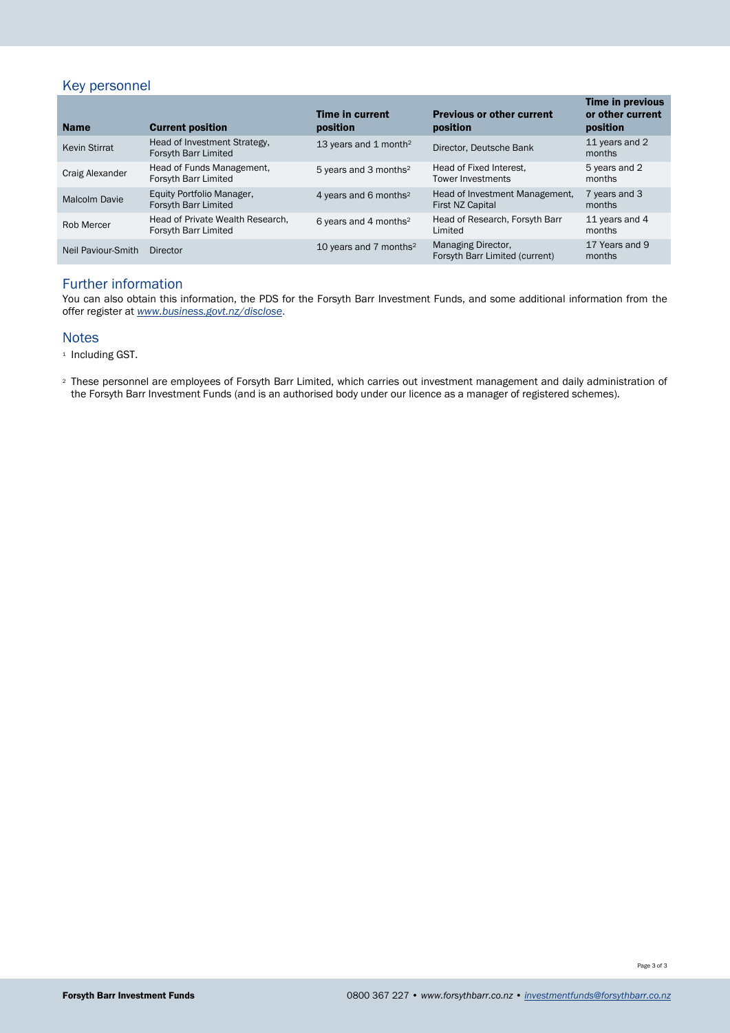## Key personnel

| Name | Current position | Time in current position | Previous or other current position | Time in previous or other current position |
|---|---|---|---|---|
| Kevin Stirrat | Head of Investment Strategy, Forsyth Barr Limited | 13 years and 1 month[2] | Director, Deutsche Bank | 11 years and 2 months |
| Craig Alexander | Head of Funds Management, Forsyth Barr Limited | 5 years and 3 months[2] | Head of Fixed Interest, Tower Investments | 5 years and 2 months |
| Malcolm Davie | Equity Portfolio Manager, Forsyth Barr Limited | 4 years and 6 months[2] | Head of Investment Management, First NZ Capital | 7 years and 3 months |
| Rob Mercer | Head of Private Wealth Research, Forsyth Barr Limited | 6 years and 4 months[2] | Head of Research, Forsyth Barr Limited | 11 years and 4 months |
| Neil Paviour-Smith | Director | 10 years and 7 months[2] | Managing Director, Forsyth Barr Limited (current) | 17 Years and 9 months |

## Further information

You can also obtain this information, the PDS for the Forsyth Barr Investment Funds, and some additional information from the offer register at *www.business.govt.nz/disclose*.

## Notes

[1] Including GST.

[2] These personnel are employees of Forsyth Barr Limited, which carries out investment management and daily administration of the Forsyth Barr Investment Funds (and is an authorised body under our licence as a manager of registered schemes).